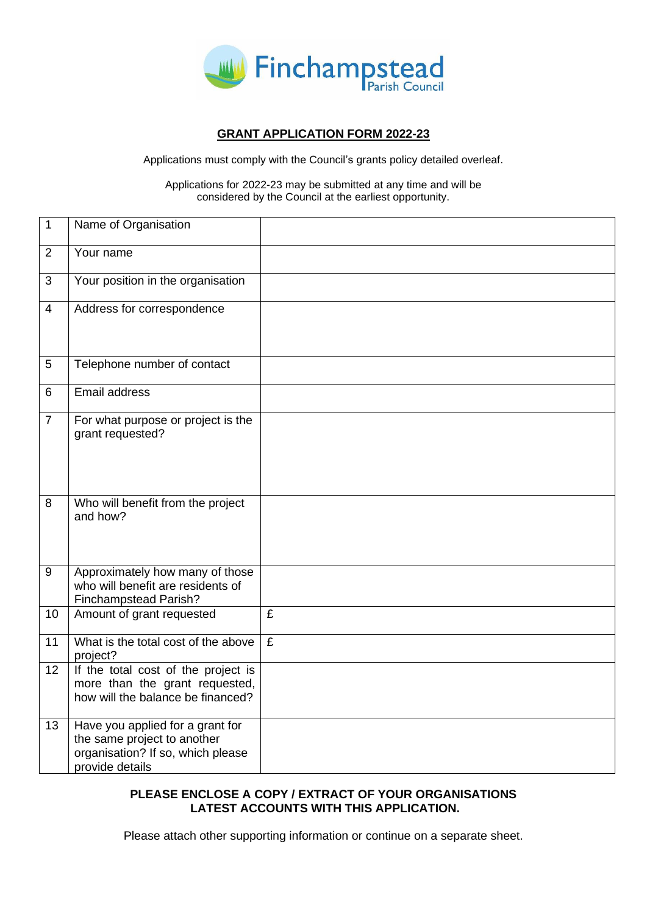Finchampstead Parish Council

## GRANT APPLICATION FORM 2022-23

Applications must comply with the Council's grants policy detailed overleaf.

Applications for 2022-23 may be submitted at any time and will be considered by the Council at the earliest opportunity.

| | | |
|---|---|---|
| 1 | Name of Organisation | |
| 2 | Your name | |
| 3 | Your position in the organisation | |
| 4 | Address for correspondence | |
| 5 | Telephone number of contact | |
| 6 | Email address | |
| 7 | For what purpose or project is the grant requested? | |
| 8 | Who will benefit from the project and how? | |
| 9 | Approximately how many of those who will benefit are residents of Finchampstead Parish? | |
| 10 | Amount of grant requested | £ |
| 11 | What is the total cost of the above project? | £ |
| 12 | If the total cost of the project is more than the grant requested, how will the balance be financed? | |
| 13 | Have you applied for a grant for the same project to another organisation? If so, which please provide details | |

**PLEASE ENCLOSE A COPY / EXTRACT OF YOUR ORGANISATIONS LATEST ACCOUNTS WITH THIS APPLICATION.**

Please attach other supporting information or continue on a separate sheet.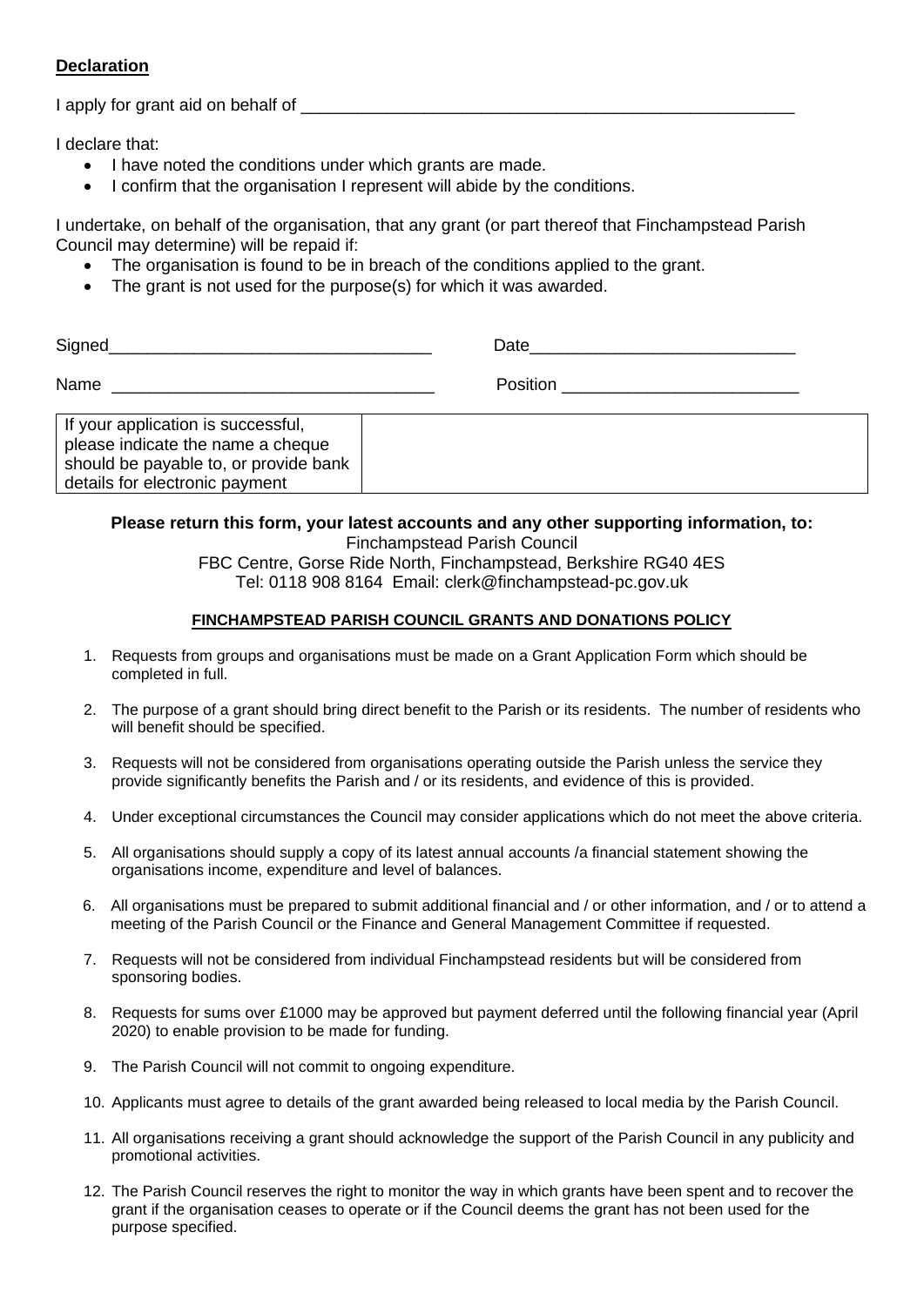**Declaration**

I apply for grant aid on behalf of _______________________________________________________

I declare that:

- I have noted the conditions under which grants are made.
- I confirm that the organisation I represent will abide by the conditions.

I undertake, on behalf of the organisation, that any grant (or part thereof that Finchampstead Parish Council may determine) will be repaid if:

- The organisation is found to be in breach of the conditions applied to the grant.
- The grant is not used for the purpose(s) for which it was awarded.

Signed__________________________________ Date____________________________

Name __________________________________ Position _________________________

| | |
|---|---|
| If your application is successful, please indicate the name a cheque should be payable to, or provide bank details for electronic payment | |

**Please return this form, your latest accounts and any other supporting information, to:**
Finchampstead Parish Council
FBC Centre, Gorse Ride North, Finchampstead, Berkshire RG40 4ES
Tel: 0118 908 8164 Email: clerk@finchampstead-pc.gov.uk

**FINCHAMPSTEAD PARISH COUNCIL GRANTS AND DONATIONS POLICY**

1. Requests from groups and organisations must be made on a Grant Application Form which should be completed in full.
2. The purpose of a grant should bring direct benefit to the Parish or its residents. The number of residents who will benefit should be specified.
3. Requests will not be considered from organisations operating outside the Parish unless the service they provide significantly benefits the Parish and / or its residents, and evidence of this is provided.
4. Under exceptional circumstances the Council may consider applications which do not meet the above criteria.
5. All organisations should supply a copy of its latest annual accounts /a financial statement showing the organisations income, expenditure and level of balances.
6. All organisations must be prepared to submit additional financial and / or other information, and / or to attend a meeting of the Parish Council or the Finance and General Management Committee if requested.
7. Requests will not be considered from individual Finchampstead residents but will be considered from sponsoring bodies.
8. Requests for sums over £1000 may be approved but payment deferred until the following financial year (April 2020) to enable provision to be made for funding.
9. The Parish Council will not commit to ongoing expenditure.
10. Applicants must agree to details of the grant awarded being released to local media by the Parish Council.
11. All organisations receiving a grant should acknowledge the support of the Parish Council in any publicity and promotional activities.
12. The Parish Council reserves the right to monitor the way in which grants have been spent and to recover the grant if the organisation ceases to operate or if the Council deems the grant has not been used for the purpose specified.